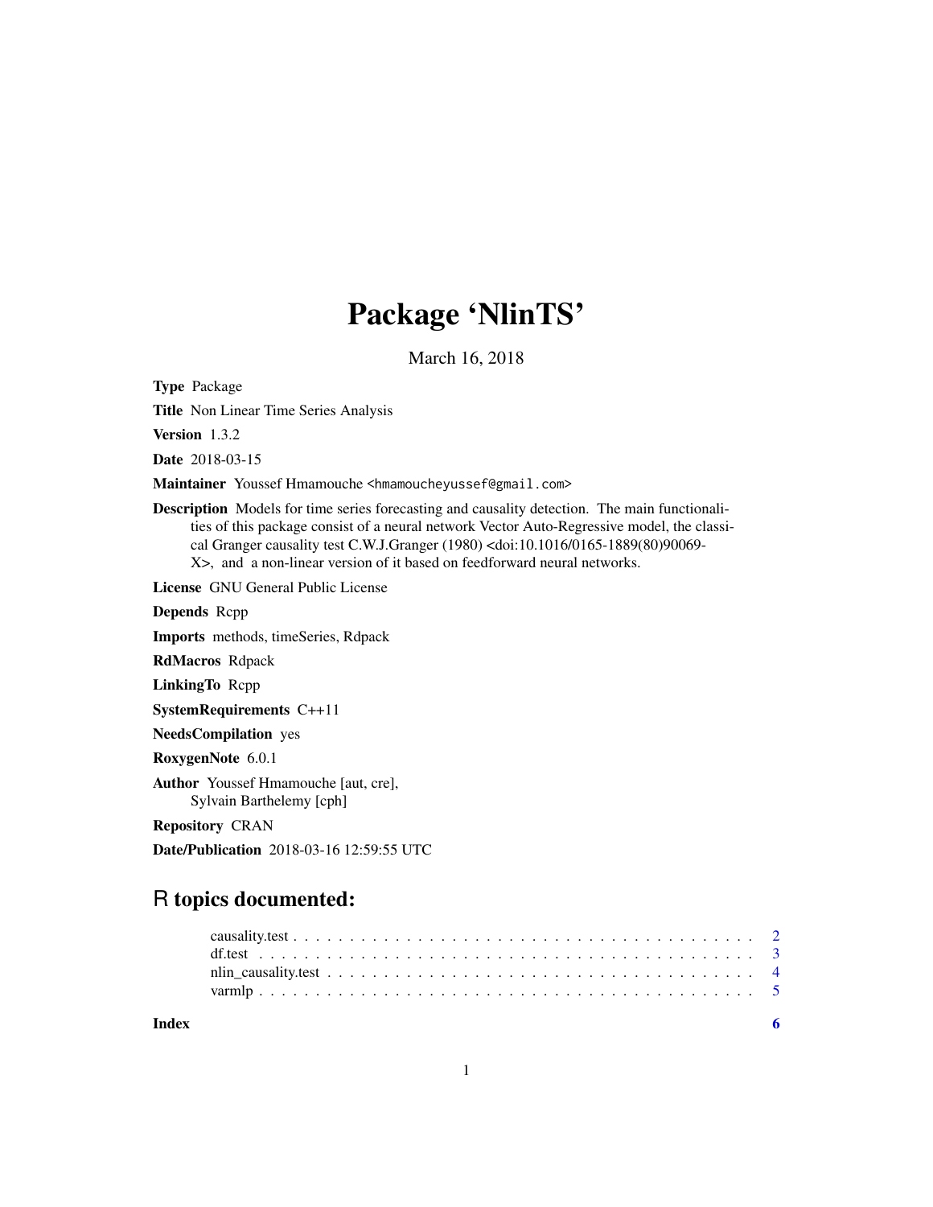# Package 'NlinTS'

March 16, 2018

**Type** Package

**Title** Non Linear Time Series Analysis

**Version** 1.3.2

**Date** 2018-03-15

**Maintainer** Youssef Hmamouche <hmamoucheyussef@gmail.com>

**Description** Models for time series forecasting and causality detection. The main functionalities of this package consist of a neural network Vector Auto-Regressive model, the classical Granger causality test C.W.J.Granger (1980) <doi:10.1016/0165-1889(80)90069-X>, and a non-linear version of it based on feedforward neural networks.

**License** GNU General Public License

**Depends** Rcpp

**Imports** methods, timeSeries, Rdpack

**RdMacros** Rdpack

**LinkingTo** Rcpp

**SystemRequirements** C++11

**NeedsCompilation** yes

**RoxygenNote** 6.0.1

**Author** Youssef Hmamouche [aut, cre],
Sylvain Barthelemy [cph]

**Repository** CRAN

**Date/Publication** 2018-03-16 12:59:55 UTC

## R topics documented:

- causality.test . . . . . . . . . . . . . . . . . . . . . . . . . . . . . . . . . . . . . . . 2
- df.test . . . . . . . . . . . . . . . . . . . . . . . . . . . . . . . . . . . . . . . . . . . 3
- nlin_causality.test . . . . . . . . . . . . . . . . . . . . . . . . . . . . . . . . . . . . 4
- varmlp . . . . . . . . . . . . . . . . . . . . . . . . . . . . . . . . . . . . . . . . . . . 5

**Index** 6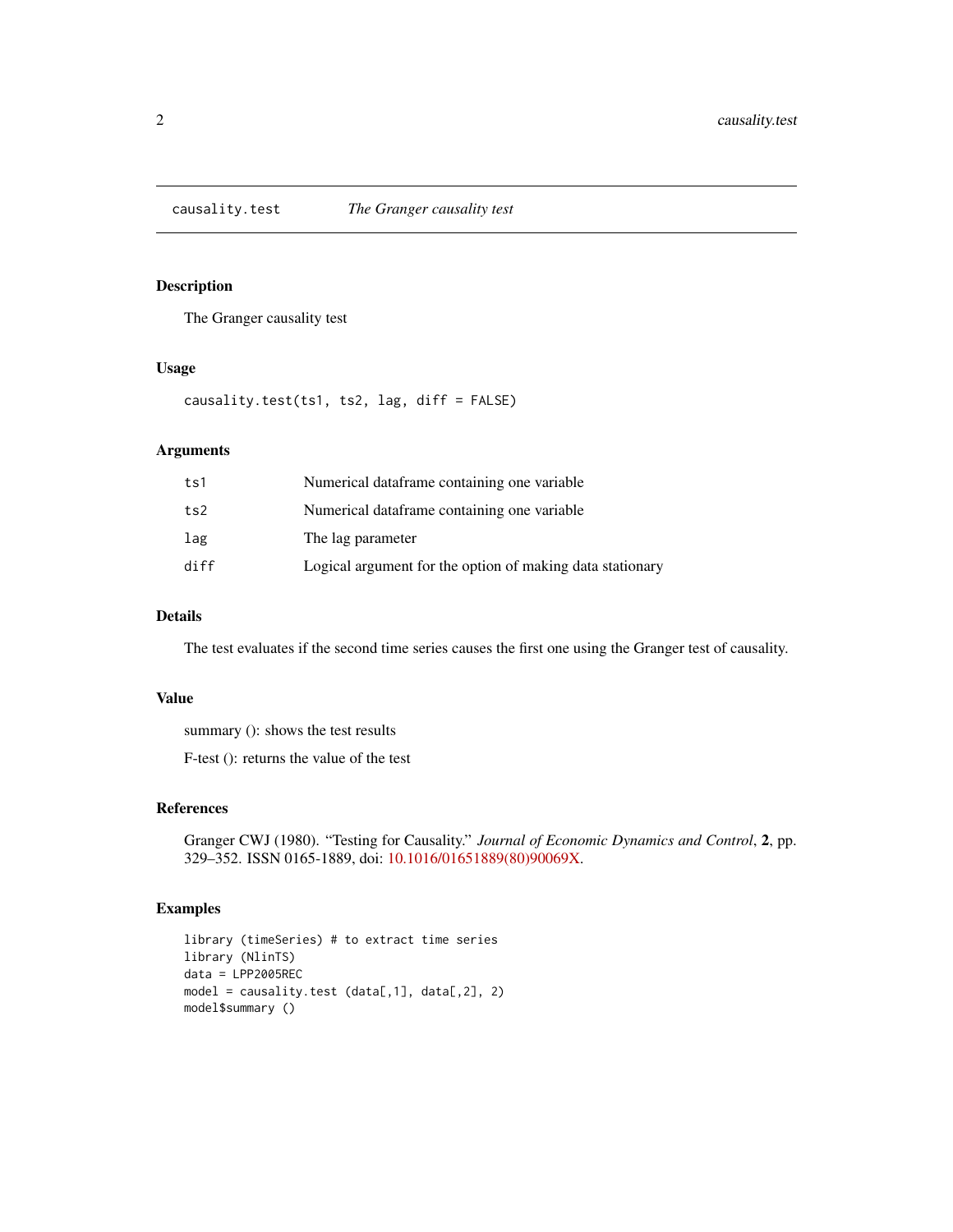## causality.test — *The Granger causality test*

### Description

The Granger causality test

### Usage

```
causality.test(ts1, ts2, lag, diff = FALSE)
```

### Arguments

| | |
|---|---|
| `ts1` | Numerical dataframe containing one variable |
| `ts2` | Numerical dataframe containing one variable |
| `lag` | The lag parameter |
| `diff` | Logical argument for the option of making data stationary |

### Details

The test evaluates if the second time series causes the first one using the Granger test of causality.

### Value

summary (): shows the test results

F-test (): returns the value of the test

### References

Granger CWJ (1980). "Testing for Causality." *Journal of Economic Dynamics and Control*, **2**, pp. 329–352. ISSN 0165-1889, doi: 10.1016/01651889(80)90069X.

### Examples

```
library (timeSeries) # to extract time series
library (NlinTS)
data = LPP2005REC
model = causality.test (data[,1], data[,2], 2)
model$summary ()
```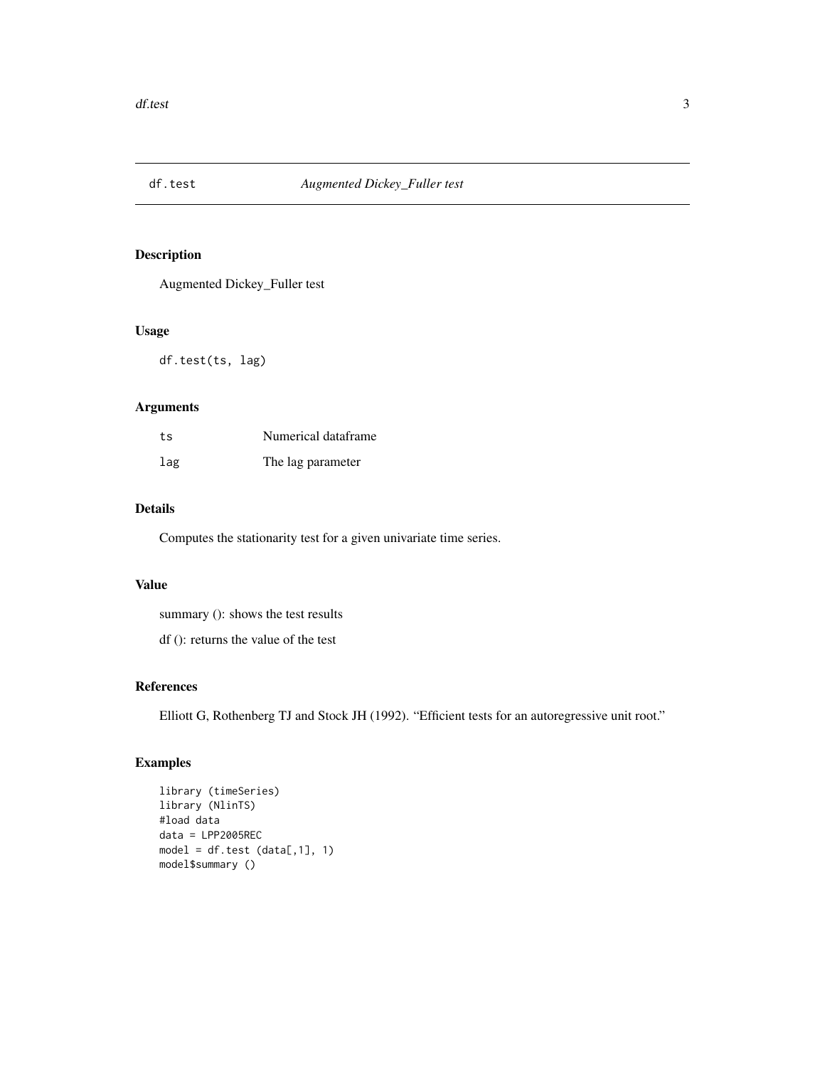## df.test *Augmented Dickey_Fuller test*

### Description

Augmented Dickey_Fuller test

### Usage

```
df.test(ts, lag)
```

### Arguments

| | |
|---|---|
| ts | Numerical dataframe |
| lag | The lag parameter |

### Details

Computes the stationarity test for a given univariate time series.

### Value

summary (): shows the test results

df (): returns the value of the test

### References

Elliott G, Rothenberg TJ and Stock JH (1992). "Efficient tests for an autoregressive unit root."

### Examples

```
library (timeSeries)
library (NlinTS)
#load data
data = LPP2005REC
model = df.test (data[,1], 1)
model$summary ()
```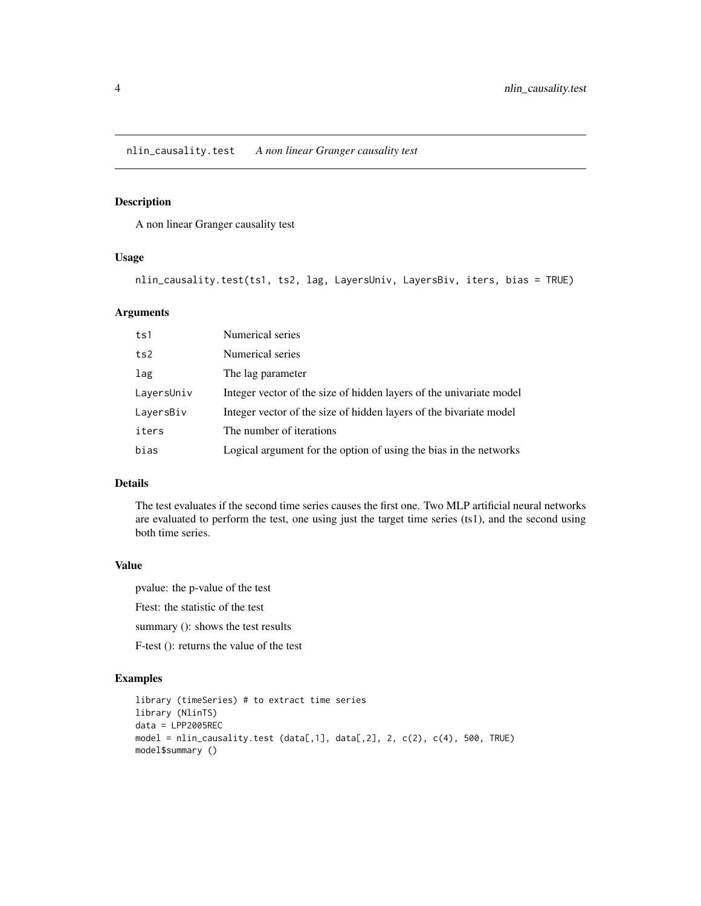## nlin_causality.test *A non linear Granger causality test*

### Description

A non linear Granger causality test

### Usage

```
nlin_causality.test(ts1, ts2, lag, LayersUniv, LayersBiv, iters, bias = TRUE)
```

### Arguments

| | |
|---|---|
| ts1 | Numerical series |
| ts2 | Numerical series |
| lag | The lag parameter |
| LayersUniv | Integer vector of the size of hidden layers of the univariate model |
| LayersBiv | Integer vector of the size of hidden layers of the bivariate model |
| iters | The number of iterations |
| bias | Logical argument for the option of using the bias in the networks |

### Details

The test evaluates if the second time series causes the first one. Two MLP artificial neural networks are evaluated to perform the test, one using just the target time series (ts1), and the second using both time series.

### Value

pvalue: the p-value of the test

Ftest: the statistic of the test

summary (): shows the test results

F-test (): returns the value of the test

### Examples

```
library (timeSeries) # to extract time series
library (NlinTS)
data = LPP2005REC
model = nlin_causality.test (data[,1], data[,2], 2, c(2), c(4), 500, TRUE)
model$summary ()
```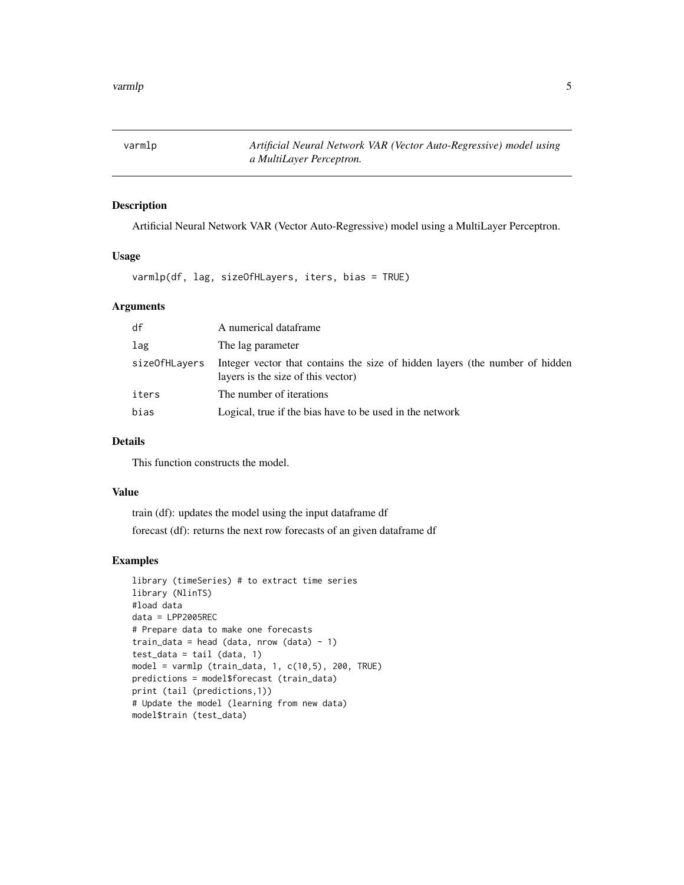## varmlp — *Artificial Neural Network VAR (Vector Auto-Regressive) model using a MultiLayer Perceptron.*

### Description

Artificial Neural Network VAR (Vector Auto-Regressive) model using a MultiLayer Perceptron.

### Usage

```
varmlp(df, lag, sizeOfHLayers, iters, bias = TRUE)
```

### Arguments

| | |
|---|---|
| `df` | A numerical dataframe |
| `lag` | The lag parameter |
| `sizeOfHLayers` | Integer vector that contains the size of hidden layers (the number of hidden layers is the size of this vector) |
| `iters` | The number of iterations |
| `bias` | Logical, true if the bias have to be used in the network |

### Details

This function constructs the model.

### Value

train (df): updates the model using the input dataframe df

forecast (df): returns the next row forecasts of an given dataframe df

### Examples

```
library (timeSeries) # to extract time series
library (NlinTS)
#load data
data = LPP2005REC
# Prepare data to make one forecasts
train_data = head (data, nrow (data) - 1)
test_data = tail (data, 1)
model = varmlp (train_data, 1, c(10,5), 200, TRUE)
predictions = model$forecast (train_data)
print (tail (predictions,1))
# Update the model (learning from new data)
model$train (test_data)
```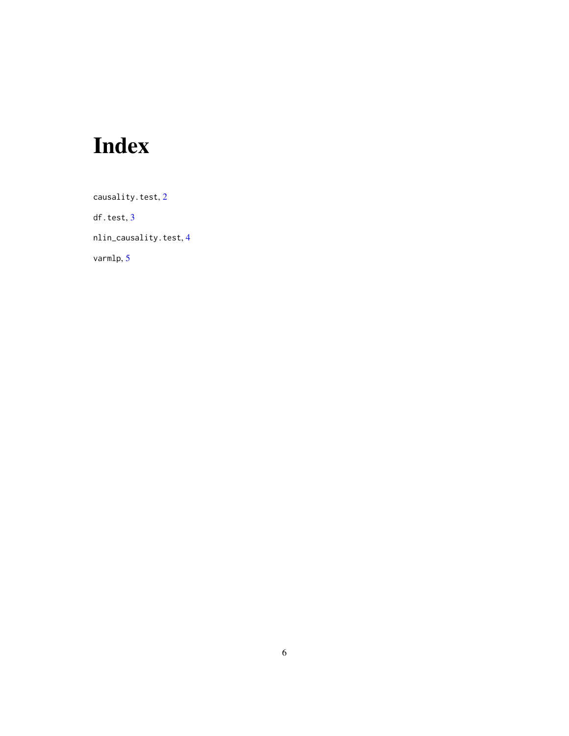# Index

causality.test, 2

df.test, 3

nlin_causality.test, 4

varmlp, 5